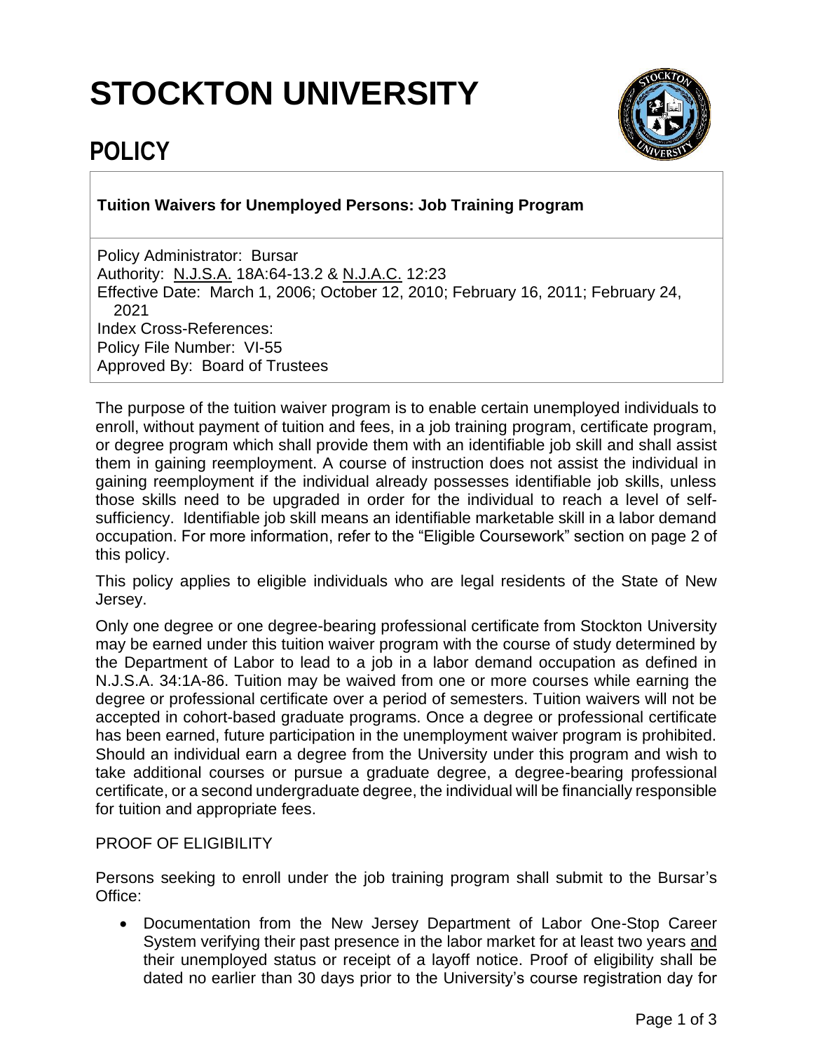# STOCKTON UNIVERSITY

## POLICY

**Tuition Waivers for Unemployed Persons: Job Training Program**

Policy Administrator: Bursar
Authority: N.J.S.A. 18A:64-13.2 & N.J.A.C. 12:23
Effective Date: March 1, 2006; October 12, 2010; February 16, 2011; February 24, 2021
Index Cross-References:
Policy File Number: VI-55
Approved By: Board of Trustees

The purpose of the tuition waiver program is to enable certain unemployed individuals to enroll, without payment of tuition and fees, in a job training program, certificate program, or degree program which shall provide them with an identifiable job skill and shall assist them in gaining reemployment. A course of instruction does not assist the individual in gaining reemployment if the individual already possesses identifiable job skills, unless those skills need to be upgraded in order for the individual to reach a level of self-sufficiency. Identifiable job skill means an identifiable marketable skill in a labor demand occupation. For more information, refer to the "Eligible Coursework" section on page 2 of this policy.

This policy applies to eligible individuals who are legal residents of the State of New Jersey.

Only one degree or one degree-bearing professional certificate from Stockton University may be earned under this tuition waiver program with the course of study determined by the Department of Labor to lead to a job in a labor demand occupation as defined in N.J.S.A. 34:1A-86. Tuition may be waived from one or more courses while earning the degree or professional certificate over a period of semesters. Tuition waivers will not be accepted in cohort-based graduate programs. Once a degree or professional certificate has been earned, future participation in the unemployment waiver program is prohibited. Should an individual earn a degree from the University under this program and wish to take additional courses or pursue a graduate degree, a degree-bearing professional certificate, or a second undergraduate degree, the individual will be financially responsible for tuition and appropriate fees.

PROOF OF ELIGIBILITY

Persons seeking to enroll under the job training program shall submit to the Bursar's Office:

- Documentation from the New Jersey Department of Labor One-Stop Career System verifying their past presence in the labor market for at least two years and their unemployed status or receipt of a layoff notice. Proof of eligibility shall be dated no earlier than 30 days prior to the University's course registration day for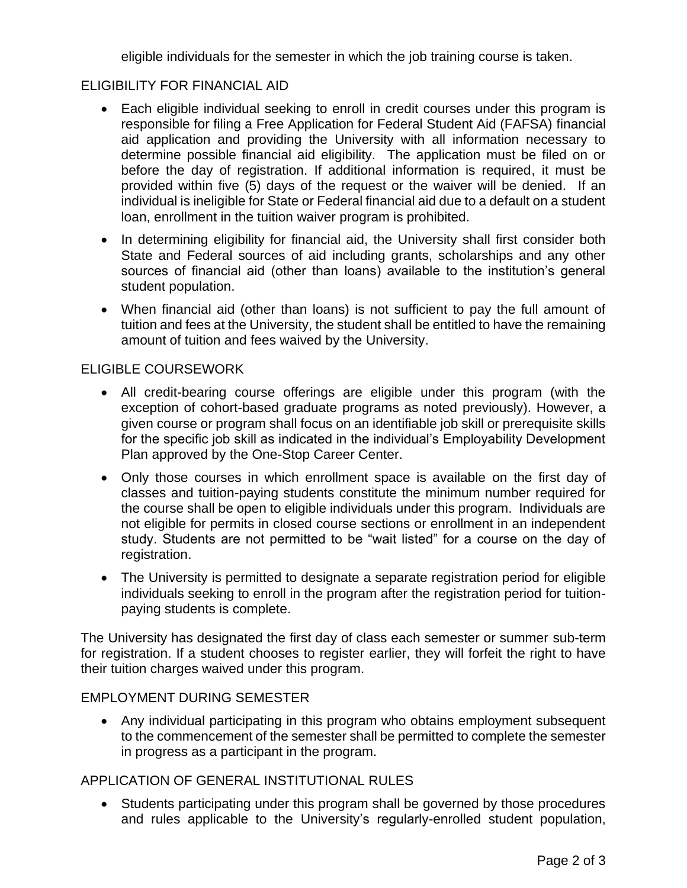eligible individuals for the semester in which the job training course is taken.

## ELIGIBILITY FOR FINANCIAL AID

- Each eligible individual seeking to enroll in credit courses under this program is responsible for filing a Free Application for Federal Student Aid (FAFSA) financial aid application and providing the University with all information necessary to determine possible financial aid eligibility. The application must be filed on or before the day of registration. If additional information is required, it must be provided within five (5) days of the request or the waiver will be denied. If an individual is ineligible for State or Federal financial aid due to a default on a student loan, enrollment in the tuition waiver program is prohibited.
- In determining eligibility for financial aid, the University shall first consider both State and Federal sources of aid including grants, scholarships and any other sources of financial aid (other than loans) available to the institution's general student population.
- When financial aid (other than loans) is not sufficient to pay the full amount of tuition and fees at the University, the student shall be entitled to have the remaining amount of tuition and fees waived by the University.

## ELIGIBLE COURSEWORK

- All credit-bearing course offerings are eligible under this program (with the exception of cohort-based graduate programs as noted previously). However, a given course or program shall focus on an identifiable job skill or prerequisite skills for the specific job skill as indicated in the individual's Employability Development Plan approved by the One-Stop Career Center.
- Only those courses in which enrollment space is available on the first day of classes and tuition-paying students constitute the minimum number required for the course shall be open to eligible individuals under this program. Individuals are not eligible for permits in closed course sections or enrollment in an independent study. Students are not permitted to be "wait listed" for a course on the day of registration.
- The University is permitted to designate a separate registration period for eligible individuals seeking to enroll in the program after the registration period for tuition-paying students is complete.

The University has designated the first day of class each semester or summer sub-term for registration. If a student chooses to register earlier, they will forfeit the right to have their tuition charges waived under this program.

## EMPLOYMENT DURING SEMESTER

- Any individual participating in this program who obtains employment subsequent to the commencement of the semester shall be permitted to complete the semester in progress as a participant in the program.

## APPLICATION OF GENERAL INSTITUTIONAL RULES

- Students participating under this program shall be governed by those procedures and rules applicable to the University's regularly-enrolled student population,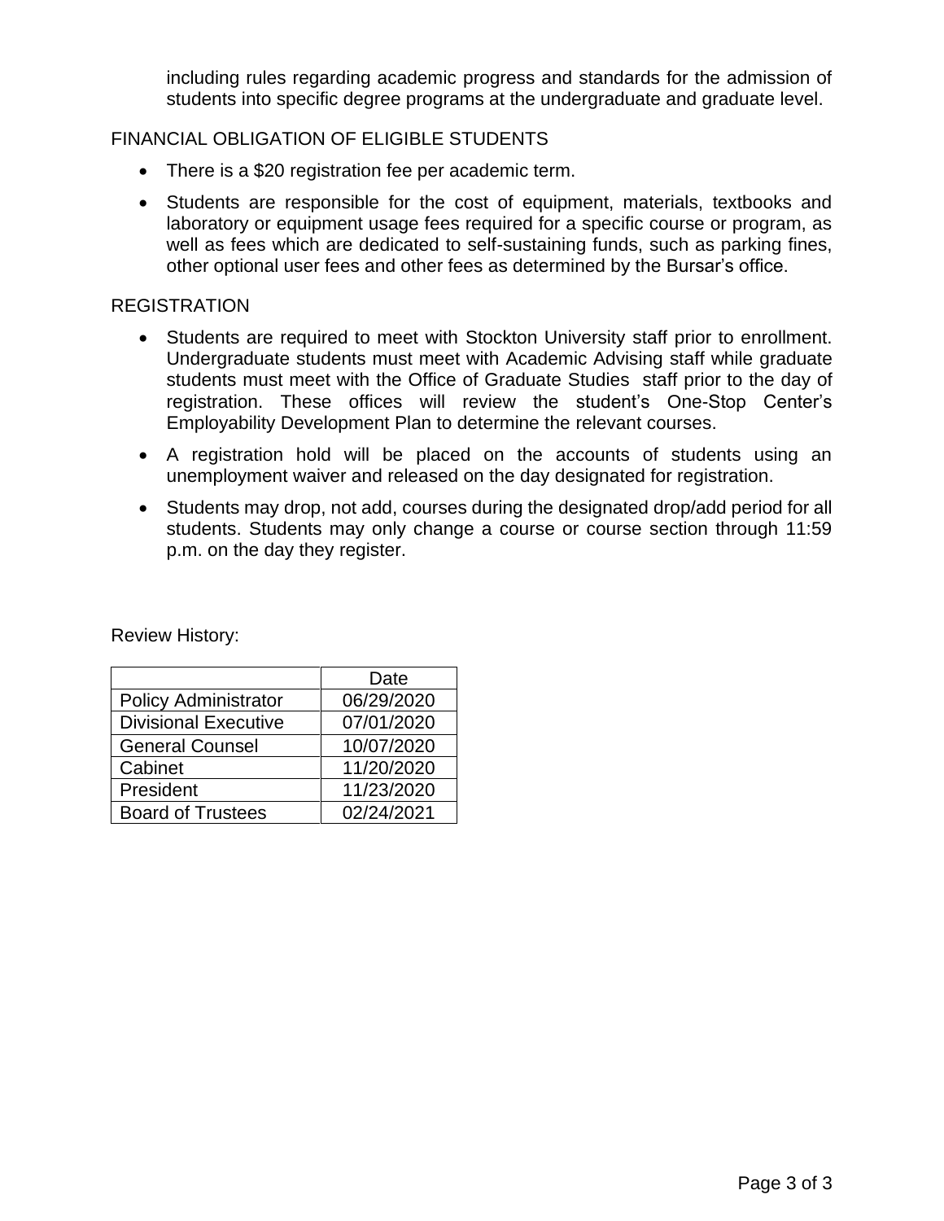including rules regarding academic progress and standards for the admission of students into specific degree programs at the undergraduate and graduate level.

## FINANCIAL OBLIGATION OF ELIGIBLE STUDENTS

- There is a $20 registration fee per academic term.
- Students are responsible for the cost of equipment, materials, textbooks and laboratory or equipment usage fees required for a specific course or program, as well as fees which are dedicated to self-sustaining funds, such as parking fines, other optional user fees and other fees as determined by the Bursar's office.

## REGISTRATION

- Students are required to meet with Stockton University staff prior to enrollment. Undergraduate students must meet with Academic Advising staff while graduate students must meet with the Office of Graduate Studies staff prior to the day of registration. These offices will review the student's One-Stop Center's Employability Development Plan to determine the relevant courses.
- A registration hold will be placed on the accounts of students using an unemployment waiver and released on the day designated for registration.
- Students may drop, not add, courses during the designated drop/add period for all students. Students may only change a course or course section through 11:59 p.m. on the day they register.

Review History:

| | Date |
|---|---|
| Policy Administrator | 06/29/2020 |
| Divisional Executive | 07/01/2020 |
| General Counsel | 10/07/2020 |
| Cabinet | 11/20/2020 |
| President | 11/23/2020 |
| Board of Trustees | 02/24/2021 |